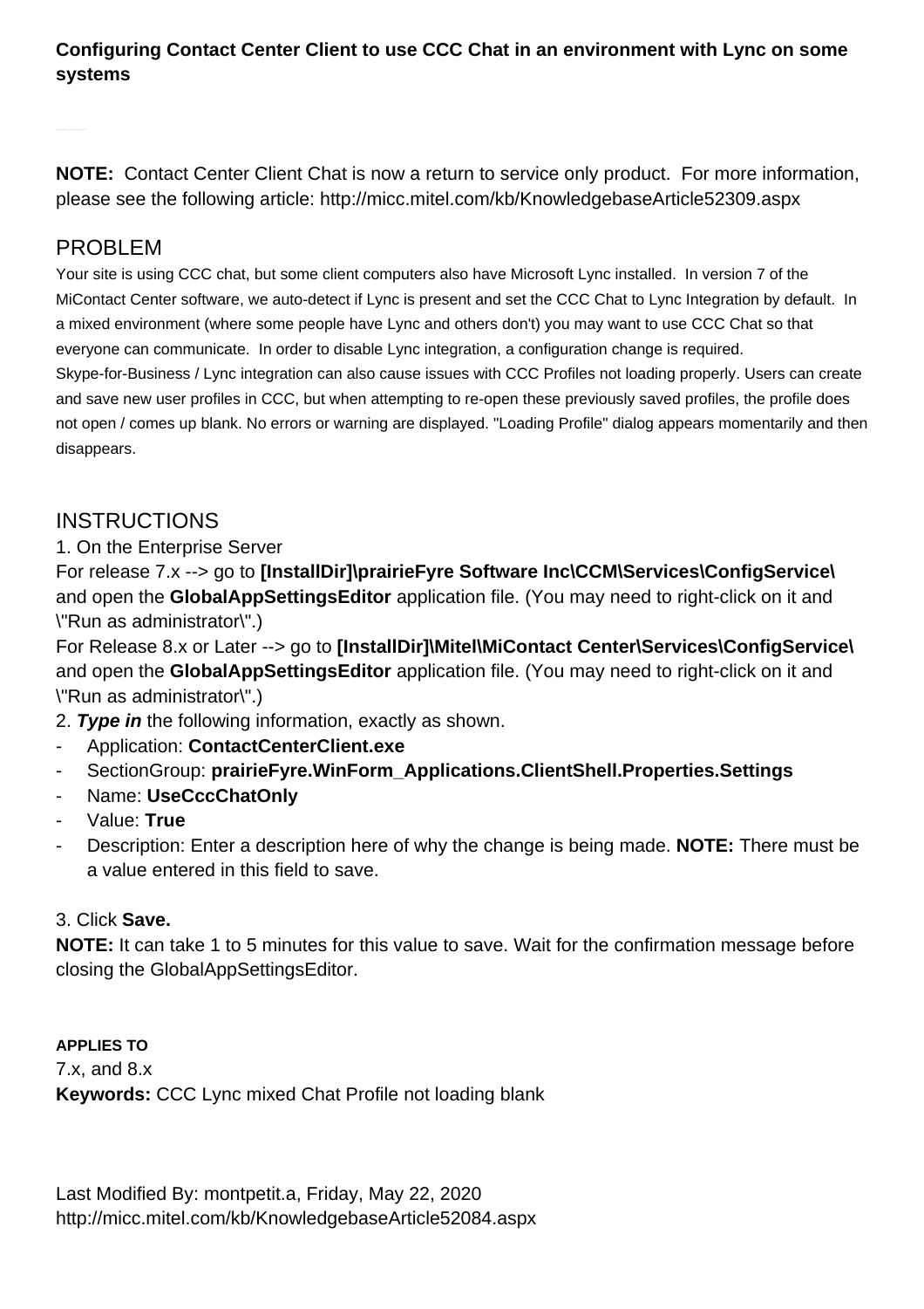**Configuring Contact Center Client to use CCC Chat in an environment with Lync on some systems**

**NOTE:** Contact Center Client Chat is now a return to service only product. For more information, please see the following article: http://micc.mitel.com/kb/KnowledgebaseArticle52309.aspx

## PROBLEM

Your site is using CCC chat, but some client computers also have Microsoft Lync installed. In version 7 of the MiContact Center software, we auto-detect if Lync is present and set the CCC Chat to Lync Integration by default. In a mixed environment (where some people have Lync and others don't) you may want to use CCC Chat so that everyone can communicate. In order to disable Lync integration, a configuration change is required. Skype-for-Business / Lync integration can also cause issues with CCC Profiles not loading properly. Users can create and save new user profiles in CCC, but when attempting to re-open these previously saved profiles, the profile does not open / comes up blank. No errors or warning are displayed. "Loading Profile" dialog appears momentarily and then disappears.

## INSTRUCTIONS

1. On the Enterprise Server

For release 7.x --> go to **[InstallDir]\prairieFyre Software Inc\CCM\Services\ConfigService\** and open the **GlobalAppSettingsEditor** application file. (You may need to right-click on it and \"Run as administrator\".)

For Release 8.x or Later --> go to **[InstallDir]\Mitel\MiContact Center\Services\ConfigService\** and open the **GlobalAppSettingsEditor** application file. (You may need to right-click on it and \"Run as administrator\".)

2. ***Type in*** the following information, exactly as shown.

- Application: **ContactCenterClient.exe**
- SectionGroup: **prairieFyre.WinForm_Applications.ClientShell.Properties.Settings**
- Name: **UseCccChatOnly**
- Value: **True**
- Description: Enter a description here of why the change is being made. **NOTE:** There must be a value entered in this field to save.

3. Click **Save.**

**NOTE:** It can take 1 to 5 minutes for this value to save. Wait for the confirmation message before closing the GlobalAppSettingsEditor.

**APPLIES TO**

7.x, and 8.x

**Keywords:** CCC Lync mixed Chat Profile not loading blank

Last Modified By: montpetit.a, Friday, May 22, 2020
http://micc.mitel.com/kb/KnowledgebaseArticle52084.aspx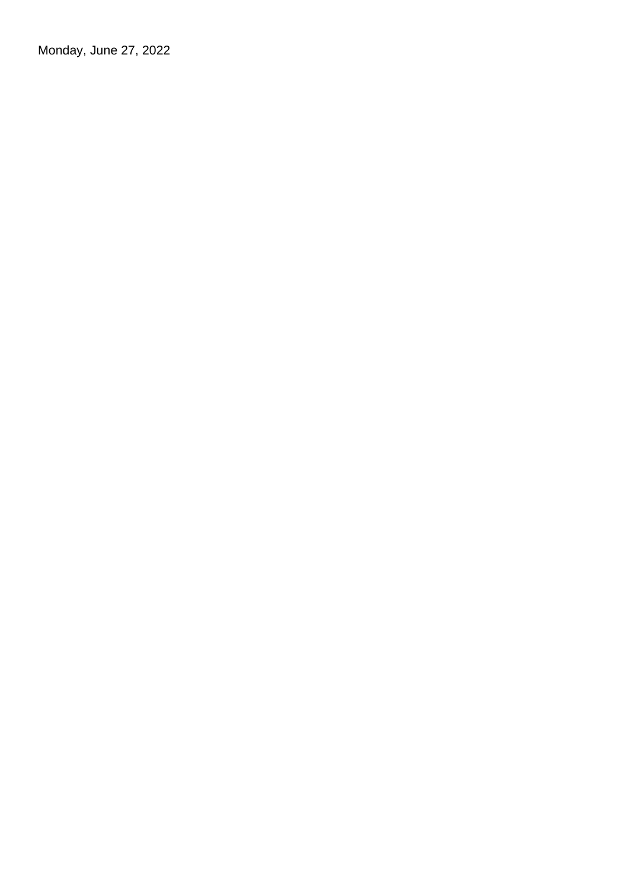Monday, June 27, 2022